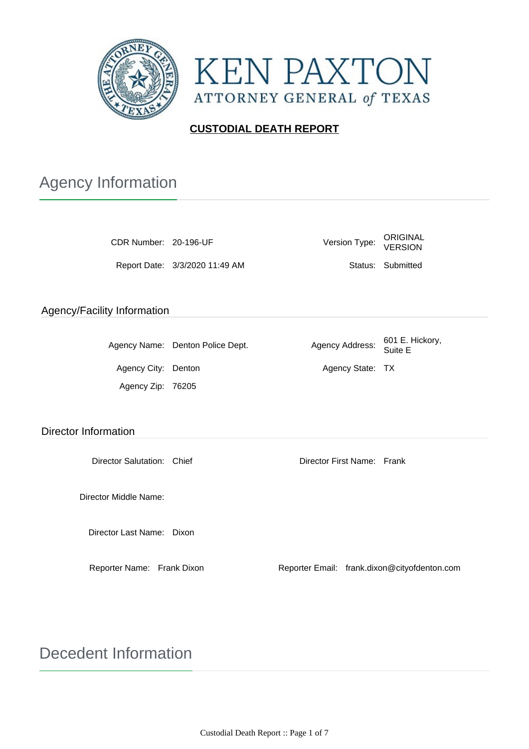KEN PAXTON

ATTORNEY GENERAL of TEXAS

**CUSTODIAL DEATH REPORT**

# Agency Information

CDR Number: 20-196-UF

Version Type: ORIGINAL VERSION

Report Date: 3/3/2020 11:49 AM

Status: Submitted

## Agency/Facility Information

Agency Name: Denton Police Dept.

Agency Address: 601 E. Hickory, Suite E

Agency City: Denton

Agency State: TX

Agency Zip: 76205

## Director Information

Director Salutation: Chief

Director First Name: Frank

Director Middle Name:

Director Last Name: Dixon

Reporter Name: Frank Dixon

Reporter Email: frank.dixon@cityofdenton.com

# Decedent Information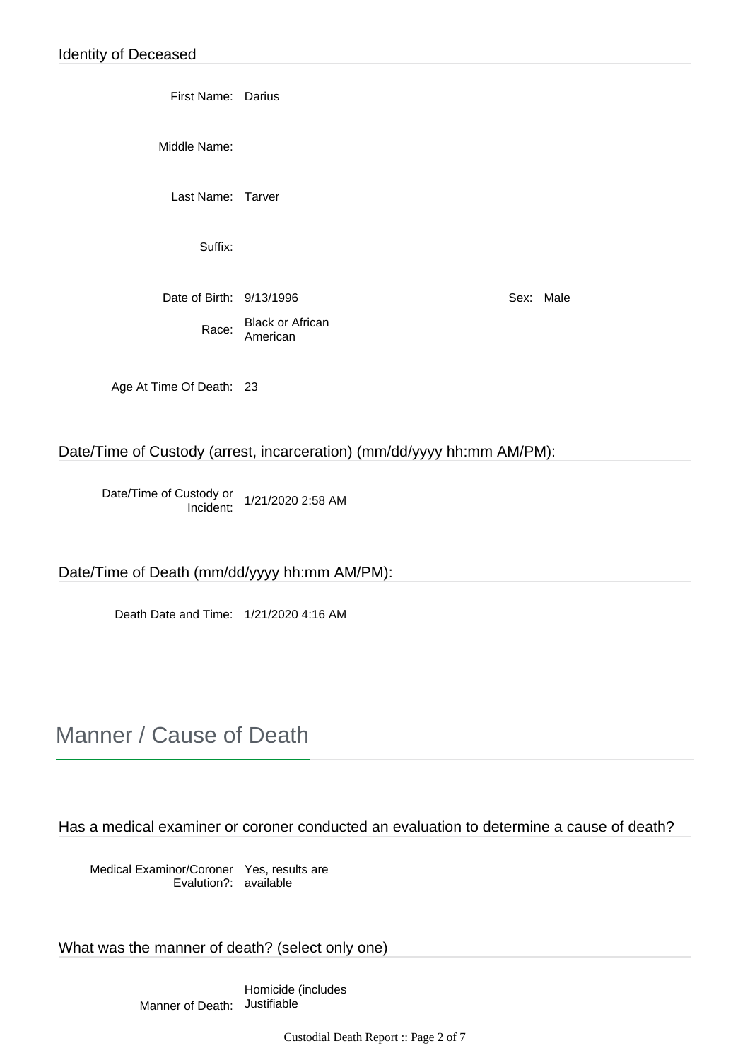## Identity of Deceased

First Name: Darius

Middle Name:

Last Name: Tarver

Suffix:

Date of Birth: 9/13/1996

Sex: Male

Race: Black or African American

Age At Time Of Death: 23

## Date/Time of Custody (arrest, incarceration) (mm/dd/yyyy hh:mm AM/PM):

Date/Time of Custody or Incident: 1/21/2020 2:58 AM

## Date/Time of Death (mm/dd/yyyy hh:mm AM/PM):

Death Date and Time: 1/21/2020 4:16 AM

# Manner / Cause of Death

## Has a medical examiner or coroner conducted an evaluation to determine a cause of death?

Medical Examinor/Coroner Evalution?: Yes, results are available

## What was the manner of death? (select only one)

Manner of Death: Homicide (includes Justifiable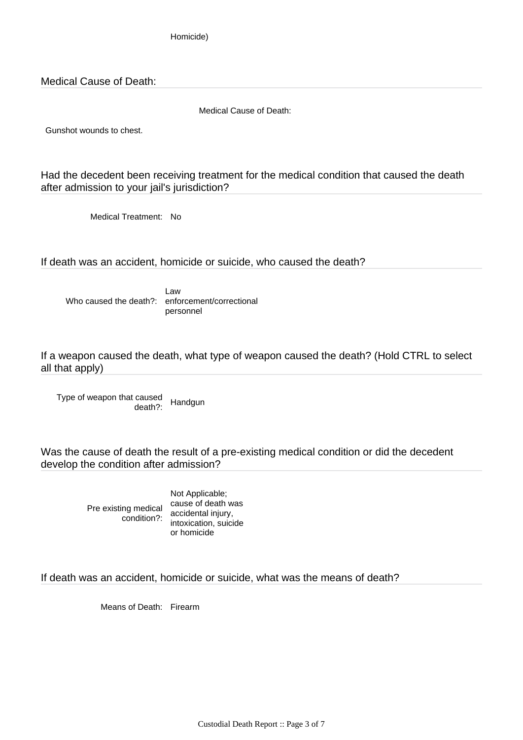Homicide)

## Medical Cause of Death:

Medical Cause of Death:

Gunshot wounds to chest.

## Had the decedent been receiving treatment for the medical condition that caused the death after admission to your jail's jurisdiction?

Medical Treatment: No

## If death was an accident, homicide or suicide, who caused the death?

Who caused the death?: Law enforcement/correctional personnel

## If a weapon caused the death, what type of weapon caused the death? (Hold CTRL to select all that apply)

Type of weapon that caused death?: Handgun

## Was the cause of death the result of a pre-existing medical condition or did the decedent develop the condition after admission?

Pre existing medical condition?: Not Applicable; cause of death was accidental injury, intoxication, suicide or homicide

## If death was an accident, homicide or suicide, what was the means of death?

Means of Death: Firearm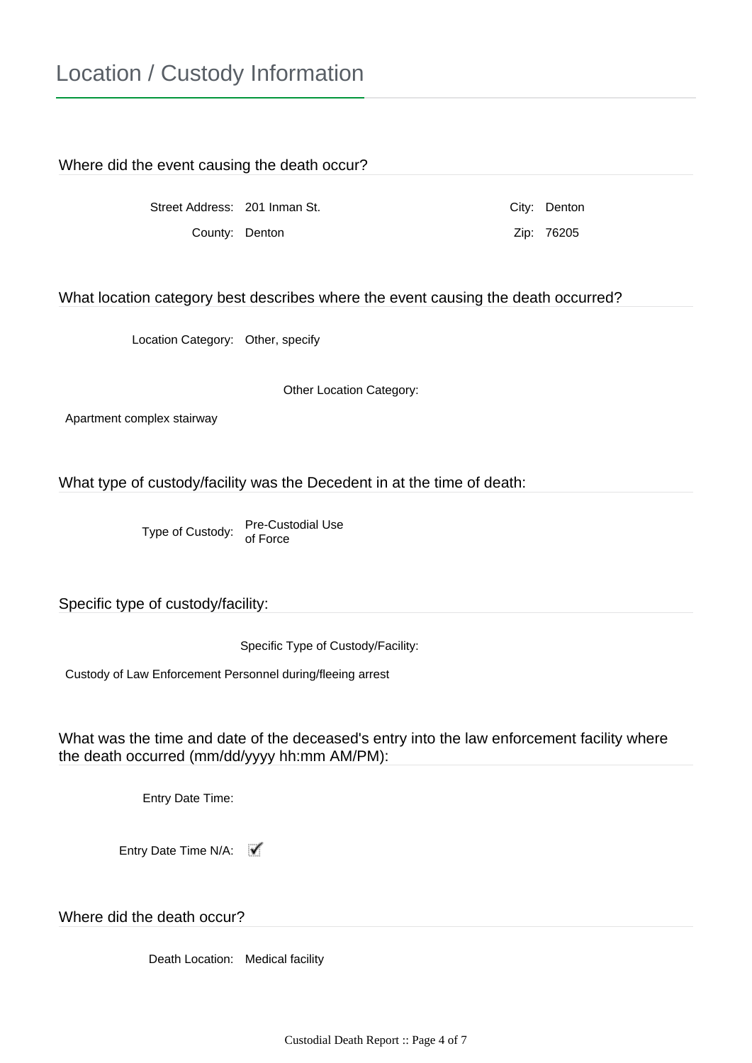# Location / Custody Information

## Where did the event causing the death occur?

Street Address: 201 Inman St.

City: Denton

County: Denton

Zip: 76205

## What location category best describes where the event causing the death occurred?

Location Category: Other, specify

Other Location Category:

Apartment complex stairway

## What type of custody/facility was the Decedent in at the time of death:

Type of Custody: Pre-Custodial Use of Force

## Specific type of custody/facility:

Specific Type of Custody/Facility:

Custody of Law Enforcement Personnel during/fleeing arrest

## What was the time and date of the deceased's entry into the law enforcement facility where the death occurred (mm/dd/yyyy hh:mm AM/PM):

Entry Date Time:

Entry Date Time N/A: ☑

## Where did the death occur?

Death Location: Medical facility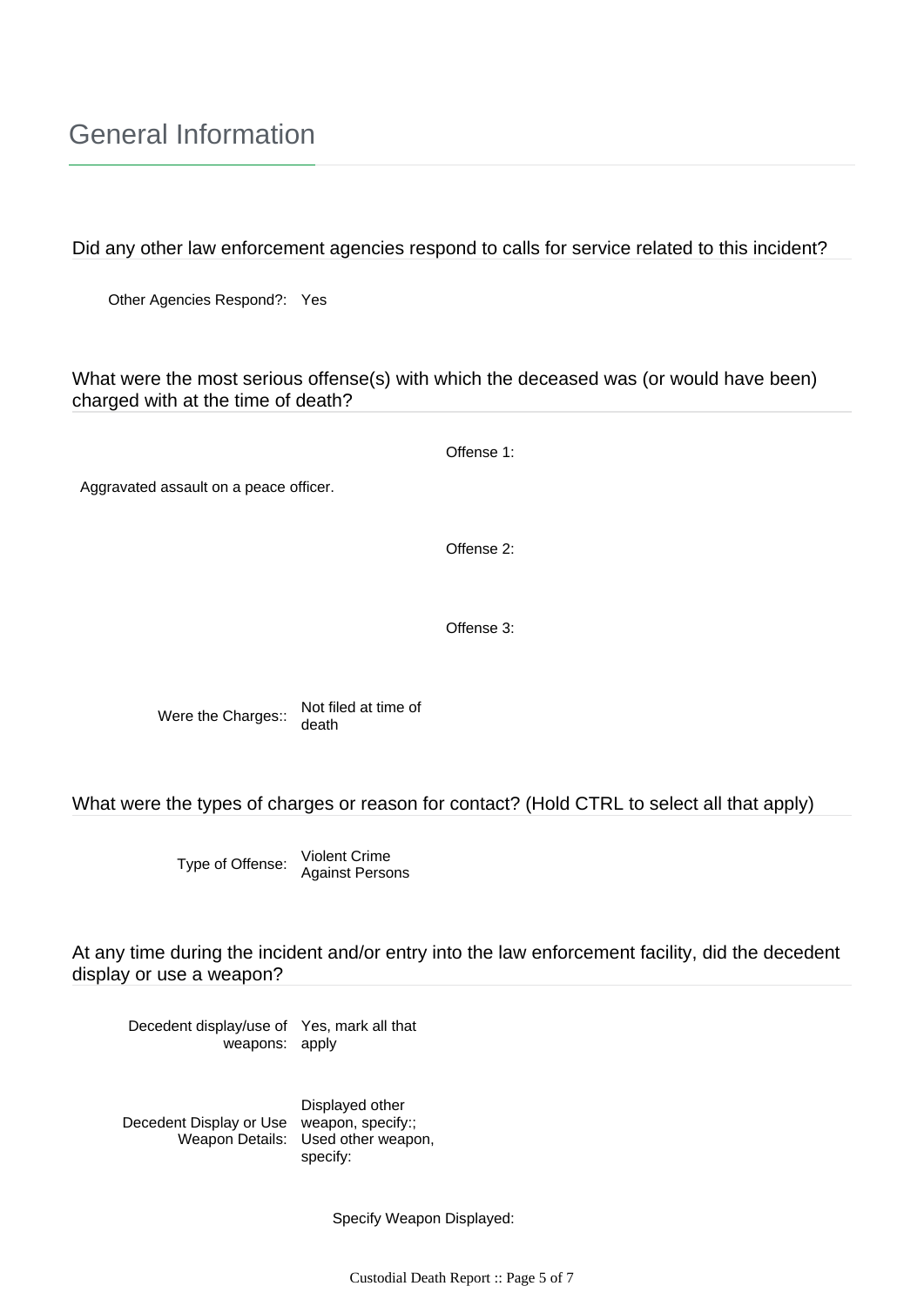## General Information

### Did any other law enforcement agencies respond to calls for service related to this incident?

Other Agencies Respond?: Yes

### What were the most serious offense(s) with which the deceased was (or would have been) charged with at the time of death?

Offense 1:

Aggravated assault on a peace officer.

Offense 2:

Offense 3:

Were the Charges:: Not filed at time of death

### What were the types of charges or reason for contact? (Hold CTRL to select all that apply)

Type of Offense: Violent Crime Against Persons

### At any time during the incident and/or entry into the law enforcement facility, did the decedent display or use a weapon?

Decedent display/use of weapons: Yes, mark all that apply

Decedent Display or Use Weapon Details: Displayed other weapon, specify:; Used other weapon, specify:

Specify Weapon Displayed: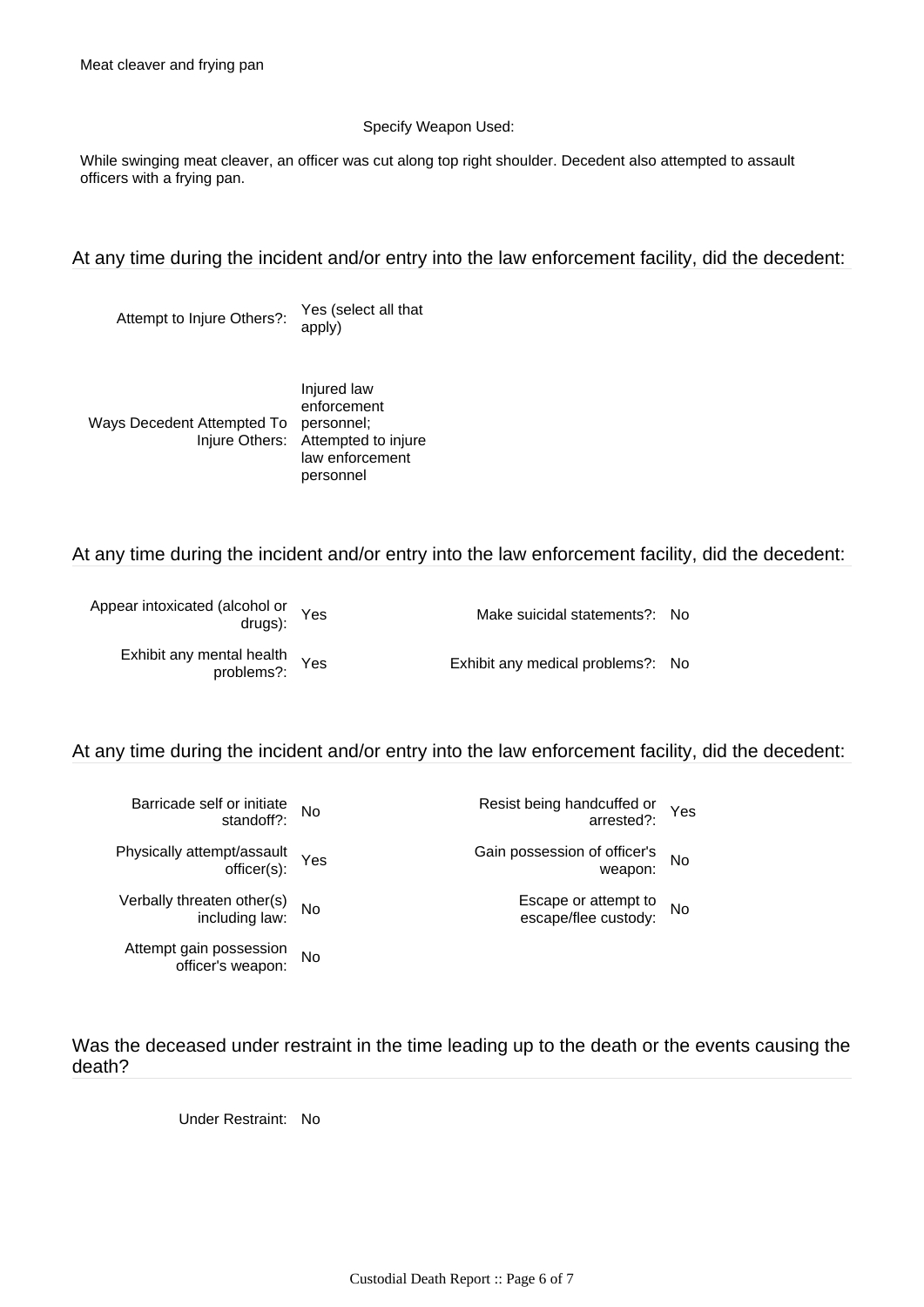Meat cleaver and frying pan

Specify Weapon Used:

While swinging meat cleaver, an officer was cut along top right shoulder. Decedent also attempted to assault officers with a frying pan.

## At any time during the incident and/or entry into the law enforcement facility, did the decedent:

Attempt to Injure Others?: Yes (select all that apply)

Ways Decedent Attempted To Injure Others: Injured law enforcement personnel; Attempted to injure law enforcement personnel

## At any time during the incident and/or entry into the law enforcement facility, did the decedent:

| | | | |
|---|---|---|---|
| Appear intoxicated (alcohol or drugs): | Yes | Make suicidal statements?: | No |
| Exhibit any mental health problems?: | Yes | Exhibit any medical problems?: | No |

## At any time during the incident and/or entry into the law enforcement facility, did the decedent:

| | | | |
|---|---|---|---|
| Barricade self or initiate standoff?: | No | Resist being handcuffed or arrested?: | Yes |
| Physically attempt/assault officer(s): | Yes | Gain possession of officer's weapon: | No |
| Verbally threaten other(s) including law: | No | Escape or attempt to escape/flee custody: | No |
| Attempt gain possession officer's weapon: | No | | |

## Was the deceased under restraint in the time leading up to the death or the events causing the death?

Under Restraint: No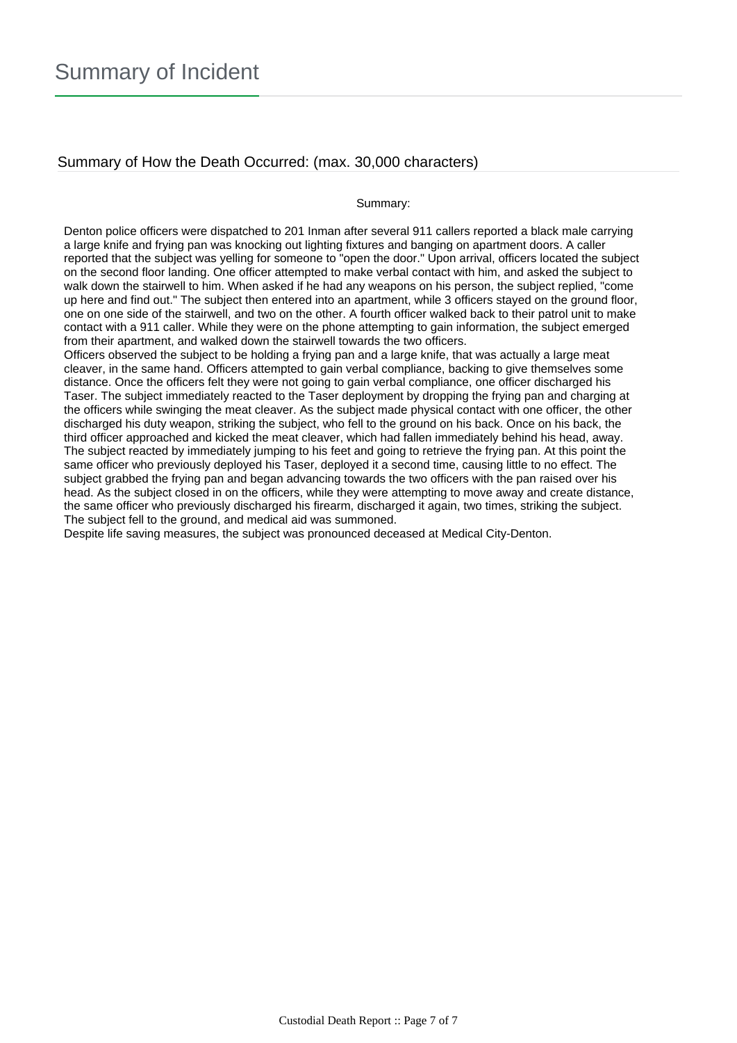# Summary of Incident

## Summary of How the Death Occurred: (max. 30,000 characters)

Summary:

Denton police officers were dispatched to 201 Inman after several 911 callers reported a black male carrying a large knife and frying pan was knocking out lighting fixtures and banging on apartment doors. A caller reported that the subject was yelling for someone to "open the door." Upon arrival, officers located the subject on the second floor landing. One officer attempted to make verbal contact with him, and asked the subject to walk down the stairwell to him. When asked if he had any weapons on his person, the subject replied, "come up here and find out." The subject then entered into an apartment, while 3 officers stayed on the ground floor, one on one side of the stairwell, and two on the other. A fourth officer walked back to their patrol unit to make contact with a 911 caller. While they were on the phone attempting to gain information, the subject emerged from their apartment, and walked down the stairwell towards the two officers.

Officers observed the subject to be holding a frying pan and a large knife, that was actually a large meat cleaver, in the same hand. Officers attempted to gain verbal compliance, backing to give themselves some distance. Once the officers felt they were not going to gain verbal compliance, one officer discharged his Taser. The subject immediately reacted to the Taser deployment by dropping the frying pan and charging at the officers while swinging the meat cleaver. As the subject made physical contact with one officer, the other discharged his duty weapon, striking the subject, who fell to the ground on his back. Once on his back, the third officer approached and kicked the meat cleaver, which had fallen immediately behind his head, away. The subject reacted by immediately jumping to his feet and going to retrieve the frying pan. At this point the same officer who previously deployed his Taser, deployed it a second time, causing little to no effect. The subject grabbed the frying pan and began advancing towards the two officers with the pan raised over his head. As the subject closed in on the officers, while they were attempting to move away and create distance, the same officer who previously discharged his firearm, discharged it again, two times, striking the subject. The subject fell to the ground, and medical aid was summoned.

Despite life saving measures, the subject was pronounced deceased at Medical City-Denton.